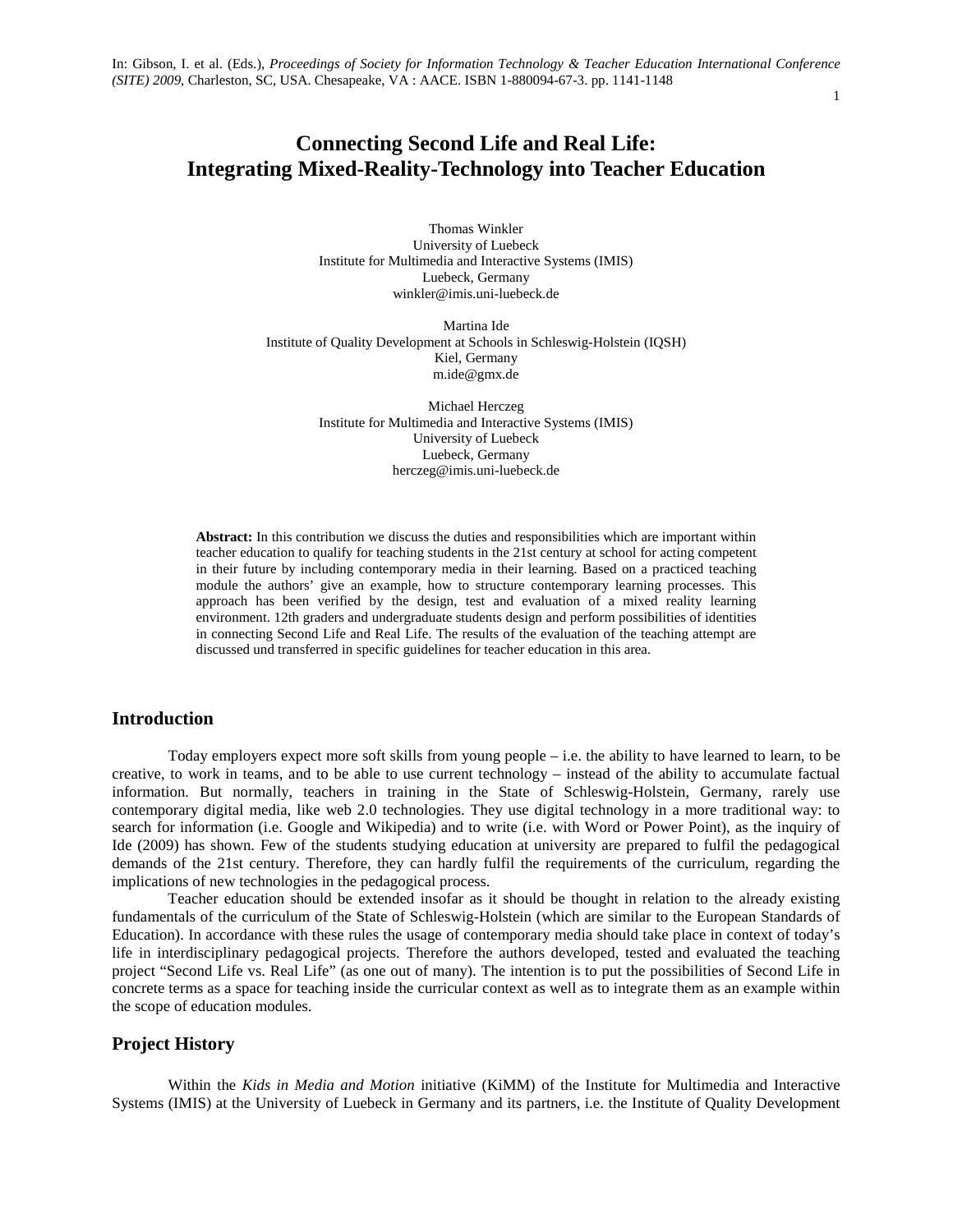In: Gibson, I. et al. (Eds.), *Proceedings of Society for Information Technology & Teacher Education International Conference (SITE) 2009*, Charleston, SC, USA. Chesapeake, VA : AACE. ISBN 1-880094-67-3. pp. 1141-1148

# Connecting Second Life and Real Life: Integrating Mixed-Reality-Technology into Teacher Education

Thomas Winkler
University of Luebeck
Institute for Multimedia and Interactive Systems (IMIS)
Luebeck, Germany
winkler@imis.uni-luebeck.de

Martina Ide
Institute of Quality Development at Schools in Schleswig-Holstein (IQSH)
Kiel, Germany
m.ide@gmx.de

Michael Herczeg
Institute for Multimedia and Interactive Systems (IMIS)
University of Luebeck
Luebeck, Germany
herczeg@imis.uni-luebeck.de

**Abstract:** In this contribution we discuss the duties and responsibilities which are important within teacher education to qualify for teaching students in the 21st century at school for acting competent in their future by including contemporary media in their learning. Based on a practiced teaching module the authors' give an example, how to structure contemporary learning processes. This approach has been verified by the design, test and evaluation of a mixed reality learning environment. 12th graders and undergraduate students design and perform possibilities of identities in connecting Second Life and Real Life. The results of the evaluation of the teaching attempt are discussed und transferred in specific guidelines for teacher education in this area.

## Introduction

Today employers expect more soft skills from young people – i.e. the ability to have learned to learn, to be creative, to work in teams, and to be able to use current technology – instead of the ability to accumulate factual information. But normally, teachers in training in the State of Schleswig-Holstein, Germany, rarely use contemporary digital media, like web 2.0 technologies. They use digital technology in a more traditional way: to search for information (i.e. Google and Wikipedia) and to write (i.e. with Word or Power Point), as the inquiry of Ide (2009) has shown. Few of the students studying education at university are prepared to fulfil the pedagogical demands of the 21st century. Therefore, they can hardly fulfil the requirements of the curriculum, regarding the implications of new technologies in the pedagogical process.

Teacher education should be extended insofar as it should be thought in relation to the already existing fundamentals of the curriculum of the State of Schleswig-Holstein (which are similar to the European Standards of Education). In accordance with these rules the usage of contemporary media should take place in context of today's life in interdisciplinary pedagogical projects. Therefore the authors developed, tested and evaluated the teaching project "Second Life vs. Real Life" (as one out of many). The intention is to put the possibilities of Second Life in concrete terms as a space for teaching inside the curricular context as well as to integrate them as an example within the scope of education modules.

## Project History

Within the *Kids in Media and Motion* initiative (KiMM) of the Institute for Multimedia and Interactive Systems (IMIS) at the University of Luebeck in Germany and its partners, i.e. the Institute of Quality Development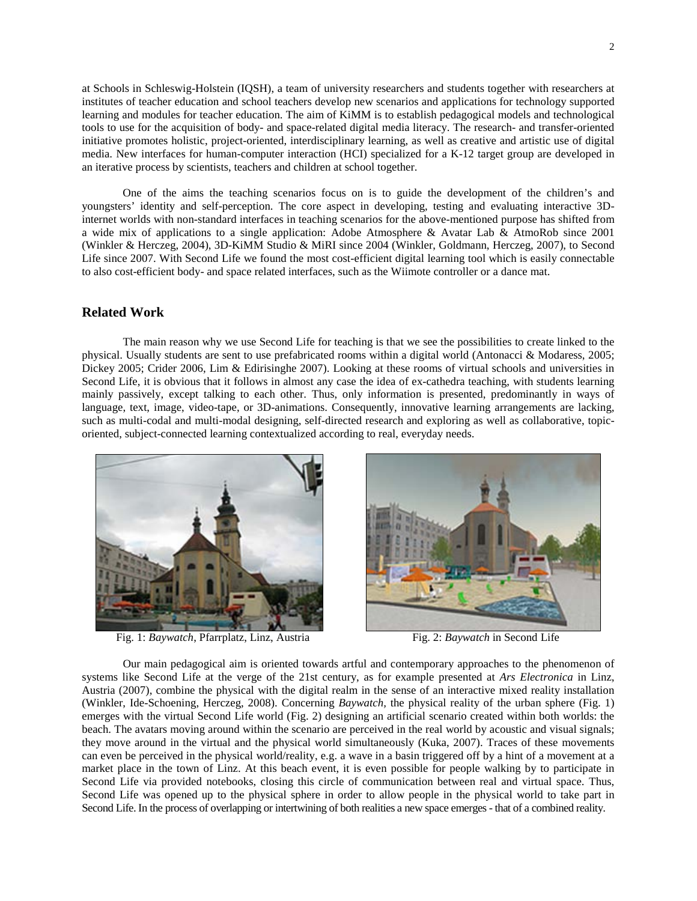at Schools in Schleswig-Holstein (IQSH), a team of university researchers and students together with researchers at institutes of teacher education and school teachers develop new scenarios and applications for technology supported learning and modules for teacher education. The aim of KiMM is to establish pedagogical models and technological tools to use for the acquisition of body- and space-related digital media literacy. The research- and transfer-oriented initiative promotes holistic, project-oriented, interdisciplinary learning, as well as creative and artistic use of digital media. New interfaces for human-computer interaction (HCI) specialized for a K-12 target group are developed in an iterative process by scientists, teachers and children at school together.

One of the aims the teaching scenarios focus on is to guide the development of the children's and youngsters' identity and self-perception. The core aspect in developing, testing and evaluating interactive 3D-internet worlds with non-standard interfaces in teaching scenarios for the above-mentioned purpose has shifted from a wide mix of applications to a single application: Adobe Atmosphere & Avatar Lab & AtmoRob since 2001 (Winkler & Herczeg, 2004), 3D-KiMM Studio & MiRI since 2004 (Winkler, Goldmann, Herczeg, 2007), to Second Life since 2007. With Second Life we found the most cost-efficient digital learning tool which is easily connectable to also cost-efficient body- and space related interfaces, such as the Wiimote controller or a dance mat.

## Related Work

The main reason why we use Second Life for teaching is that we see the possibilities to create linked to the physical. Usually students are sent to use prefabricated rooms within a digital world (Antonacci & Modaress, 2005; Dickey 2005; Crider 2006, Lim & Edirisinghe 2007). Looking at these rooms of virtual schools and universities in Second Life, it is obvious that it follows in almost any case the idea of ex-cathedra teaching, with students learning mainly passively, except talking to each other. Thus, only information is presented, predominantly in ways of language, text, image, video-tape, or 3D-animations. Consequently, innovative learning arrangements are lacking, such as multi-codal and multi-modal designing, self-directed research and exploring as well as collaborative, topic-oriented, subject-connected learning contextualized according to real, everyday needs.

Fig. 1: *Baywatch*, Pfarrplatz, Linz, Austria

Fig. 2: *Baywatch* in Second Life

Our main pedagogical aim is oriented towards artful and contemporary approaches to the phenomenon of systems like Second Life at the verge of the 21st century, as for example presented at *Ars Electronica* in Linz, Austria (2007), combine the physical with the digital realm in the sense of an interactive mixed reality installation (Winkler, Ide-Schoening, Herczeg, 2008). Concerning *Baywatch*, the physical reality of the urban sphere (Fig. 1) emerges with the virtual Second Life world (Fig. 2) designing an artificial scenario created within both worlds: the beach. The avatars moving around within the scenario are perceived in the real world by acoustic and visual signals; they move around in the virtual and the physical world simultaneously (Kuka, 2007). Traces of these movements can even be perceived in the physical world/reality, e.g. a wave in a basin triggered off by a hint of a movement at a market place in the town of Linz. At this beach event, it is even possible for people walking by to participate in Second Life via provided notebooks, closing this circle of communication between real and virtual space. Thus, Second Life was opened up to the physical sphere in order to allow people in the physical world to take part in Second Life. In the process of overlapping or intertwining of both realities a new space emerges - that of a combined reality.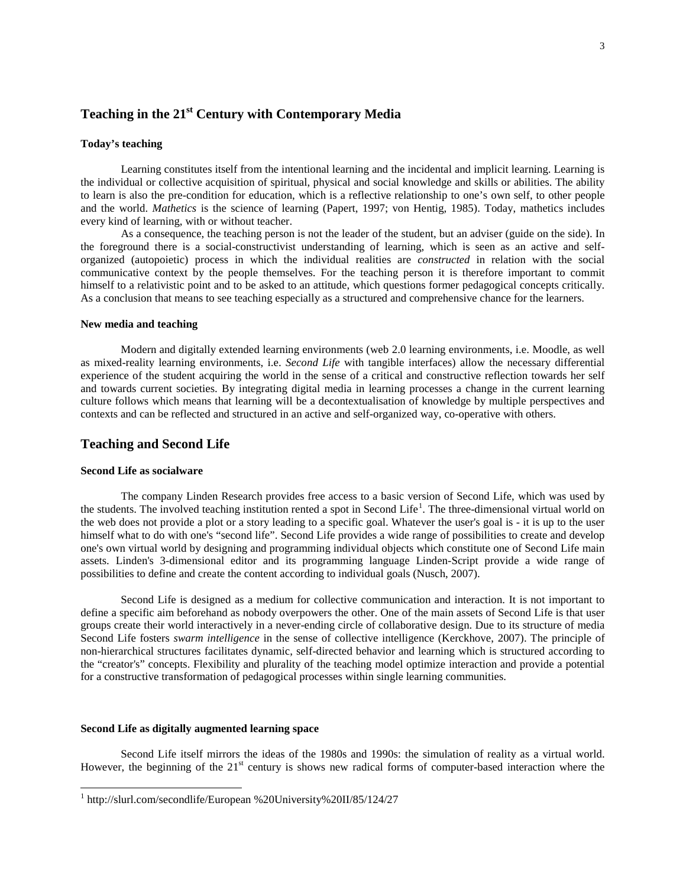## Teaching in the 21st Century with Contemporary Media

### Today's teaching

Learning constitutes itself from the intentional learning and the incidental and implicit learning. Learning is the individual or collective acquisition of spiritual, physical and social knowledge and skills or abilities. The ability to learn is also the pre-condition for education, which is a reflective relationship to one's own self, to other people and the world. *Mathetics* is the science of learning (Papert, 1997; von Hentig, 1985). Today, mathetics includes every kind of learning, with or without teacher.

As a consequence, the teaching person is not the leader of the student, but an adviser (guide on the side). In the foreground there is a social-constructivist understanding of learning, which is seen as an active and self-organized (autopoietic) process in which the individual realities are *constructed* in relation with the social communicative context by the people themselves. For the teaching person it is therefore important to commit himself to a relativistic point and to be asked to an attitude, which questions former pedagogical concepts critically. As a conclusion that means to see teaching especially as a structured and comprehensive chance for the learners.

### New media and teaching

Modern and digitally extended learning environments (web 2.0 learning environments, i.e. Moodle, as well as mixed-reality learning environments, i.e. *Second Life* with tangible interfaces) allow the necessary differential experience of the student acquiring the world in the sense of a critical and constructive reflection towards her self and towards current societies. By integrating digital media in learning processes a change in the current learning culture follows which means that learning will be a decontextualisation of knowledge by multiple perspectives and contexts and can be reflected and structured in an active and self-organized way, co-operative with others.

## Teaching and Second Life

### Second Life as socialware

The company Linden Research provides free access to a basic version of Second Life, which was used by the students. The involved teaching institution rented a spot in Second Life[1]. The three-dimensional virtual world on the web does not provide a plot or a story leading to a specific goal. Whatever the user's goal is - it is up to the user himself what to do with one's "second life". Second Life provides a wide range of possibilities to create and develop one's own virtual world by designing and programming individual objects which constitute one of Second Life main assets. Linden's 3-dimensional editor and its programming language Linden-Script provide a wide range of possibilities to define and create the content according to individual goals (Nusch, 2007).

Second Life is designed as a medium for collective communication and interaction. It is not important to define a specific aim beforehand as nobody overpowers the other. One of the main assets of Second Life is that user groups create their world interactively in a never-ending circle of collaborative design. Due to its structure of media Second Life fosters *swarm intelligence* in the sense of collective intelligence (Kerckhove, 2007). The principle of non-hierarchical structures facilitates dynamic, self-directed behavior and learning which is structured according to the "creator's" concepts. Flexibility and plurality of the teaching model optimize interaction and provide a potential for a constructive transformation of pedagogical processes within single learning communities.

### Second Life as digitally augmented learning space

Second Life itself mirrors the ideas of the 1980s and 1990s: the simulation of reality as a virtual world. However, the beginning of the 21st century is shows new radical forms of computer-based interaction where the

[1] http://slurl.com/secondlife/European %20University%20II/85/124/27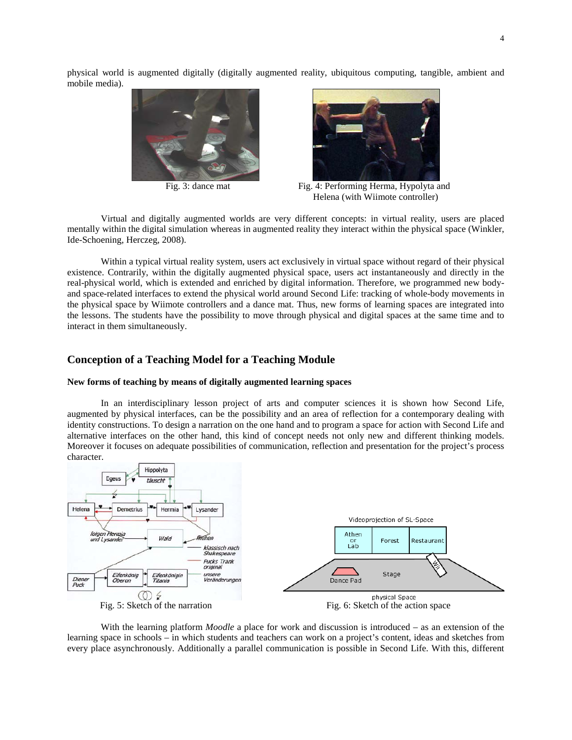physical world is augmented digitally (digitally augmented reality, ubiquitous computing, tangible, ambient and mobile media).

Fig. 3: dance mat

Fig. 4: Performing Herma, Hypolyta and Helena (with Wiimote controller)

Virtual and digitally augmented worlds are very different concepts: in virtual reality, users are placed mentally within the digital simulation whereas in augmented reality they interact within the physical space (Winkler, Ide-Schoening, Herczeg, 2008).

Within a typical virtual reality system, users act exclusively in virtual space without regard of their physical existence. Contrarily, within the digitally augmented physical space, users act instantaneously and directly in the real-physical world, which is extended and enriched by digital information. Therefore, we programmed new body- and space-related interfaces to extend the physical world around Second Life: tracking of whole-body movements in the physical space by Wiimote controllers and a dance mat. Thus, new forms of learning spaces are integrated into the lessons. The students have the possibility to move through physical and digital spaces at the same time and to interact in them simultaneously.

## Conception of a Teaching Model for a Teaching Module

### New forms of teaching by means of digitally augmented learning spaces

In an interdisciplinary lesson project of arts and computer sciences it is shown how Second Life, augmented by physical interfaces, can be the possibility and an area of reflection for a contemporary dealing with identity constructions. To design a narration on the one hand and to program a space for action with Second Life and alternative interfaces on the other hand, this kind of concept needs not only new and different thinking models. Moreover it focuses on adequate possibilities of communication, reflection and presentation for the project's process character.

Hippolyta
Egeus
täuscht
Helena
Demetrius
Hermia
Lysander
folgen Hermia und Lysander
Wald
fliehen
klassisch nach Shakespeare
Pucks Trank original
unsere Veränderungen
Diener Puck
Elfenkönig Oberon
Elfenkönigin Titania

Fig. 5: Sketch of the narration

Videoprojection of SL-Space
Athen or Lab
Forest
Restaurant
Wii
Dance Pad
Stage
physical Space

Fig. 6: Sketch of the action space

With the learning platform *Moodle* a place for work and discussion is introduced – as an extension of the learning space in schools – in which students and teachers can work on a project's content, ideas and sketches from every place asynchronously. Additionally a parallel communication is possible in Second Life. With this, different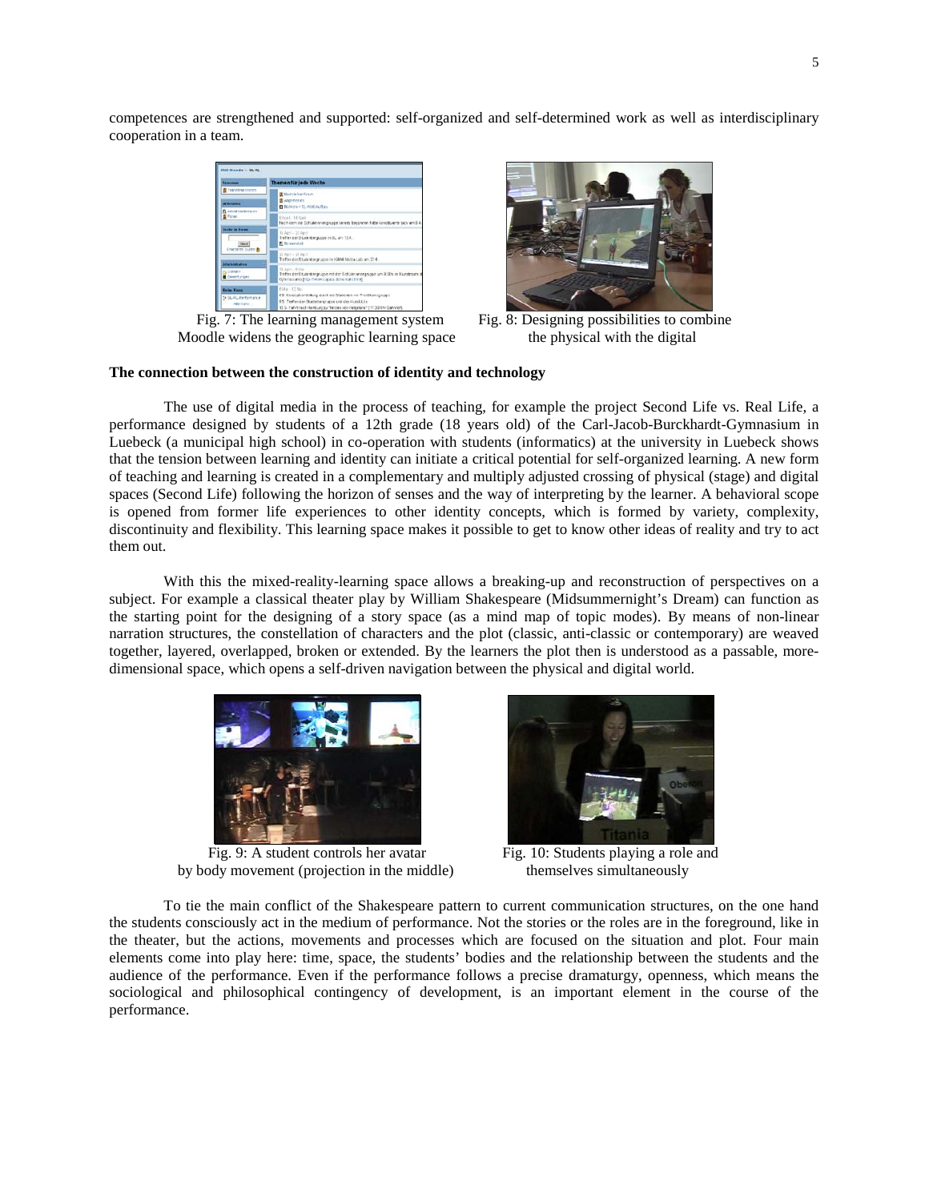competences are strengthened and supported: self-organized and self-determined work as well as interdisciplinary cooperation in a team.

Fig. 7: The learning management system Moodle widens the geographic learning space

Fig. 8: Designing possibilities to combine the physical with the digital

**The connection between the construction of identity and technology**

The use of digital media in the process of teaching, for example the project Second Life vs. Real Life, a performance designed by students of a 12th grade (18 years old) of the Carl-Jacob-Burckhardt-Gymnasium in Luebeck (a municipal high school) in co-operation with students (informatics) at the university in Luebeck shows that the tension between learning and identity can initiate a critical potential for self-organized learning. A new form of teaching and learning is created in a complementary and multiply adjusted crossing of physical (stage) and digital spaces (Second Life) following the horizon of senses and the way of interpreting by the learner. A behavioral scope is opened from former life experiences to other identity concepts, which is formed by variety, complexity, discontinuity and flexibility. This learning space makes it possible to get to know other ideas of reality and try to act them out.

With this the mixed-reality-learning space allows a breaking-up and reconstruction of perspectives on a subject. For example a classical theater play by William Shakespeare (Midsummernight's Dream) can function as the starting point for the designing of a story space (as a mind map of topic modes). By means of non-linear narration structures, the constellation of characters and the plot (classic, anti-classic or contemporary) are weaved together, layered, overlapped, broken or extended. By the learners the plot then is understood as a passable, more-dimensional space, which opens a self-driven navigation between the physical and digital world.

Fig. 9: A student controls her avatar by body movement (projection in the middle)

Fig. 10: Students playing a role and themselves simultaneously

To tie the main conflict of the Shakespeare pattern to current communication structures, on the one hand the students consciously act in the medium of performance. Not the stories or the roles are in the foreground, like in the theater, but the actions, movements and processes which are focused on the situation and plot. Four main elements come into play here: time, space, the students' bodies and the relationship between the students and the audience of the performance. Even if the performance follows a precise dramaturgy, openness, which means the sociological and philosophical contingency of development, is an important element in the course of the performance.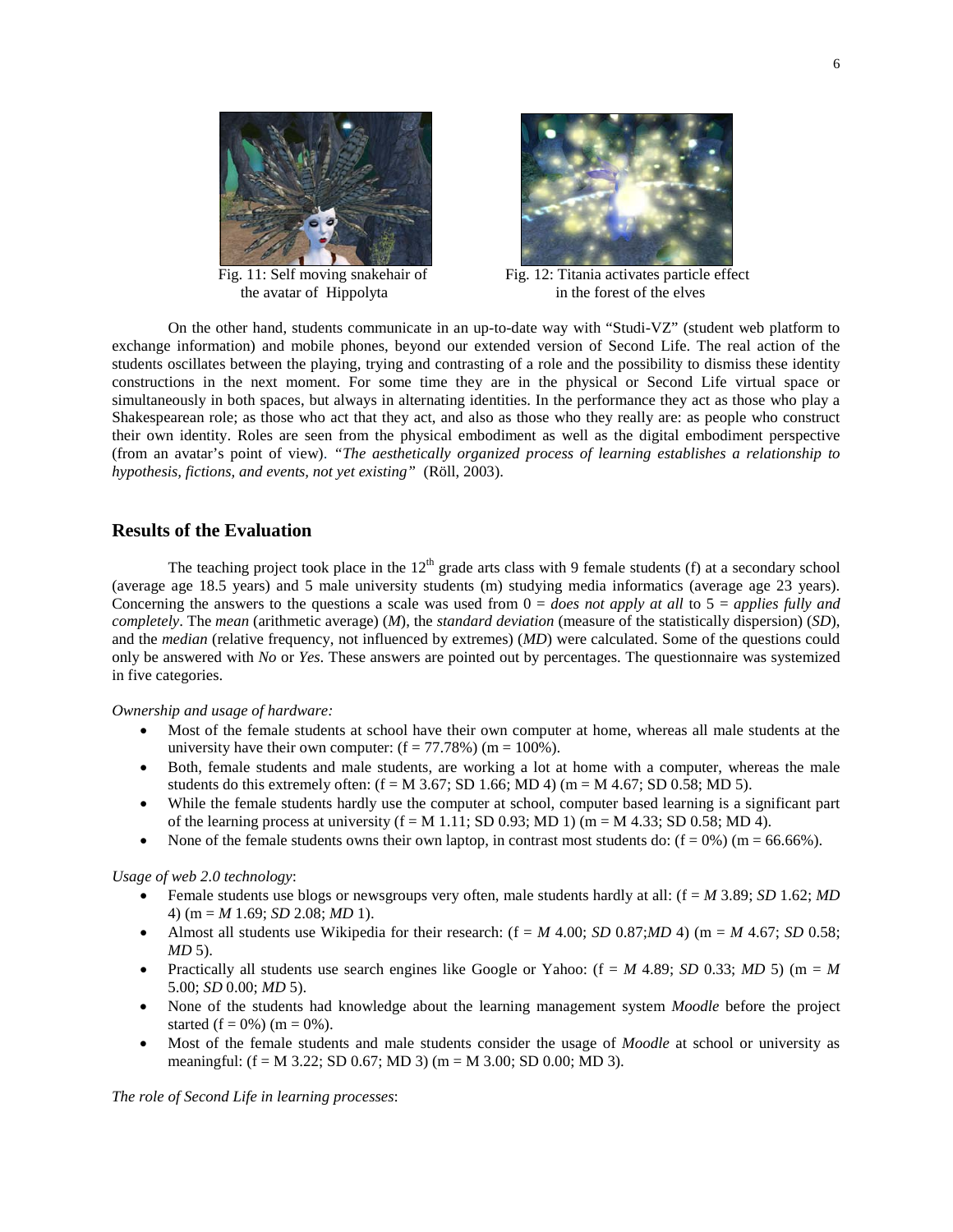Fig. 11: Self moving snakehair of the avatar of Hippolyta

Fig. 12: Titania activates particle effect in the forest of the elves

On the other hand, students communicate in an up-to-date way with "Studi-VZ" (student web platform to exchange information) and mobile phones, beyond our extended version of Second Life. The real action of the students oscillates between the playing, trying and contrasting of a role and the possibility to dismiss these identity constructions in the next moment. For some time they are in the physical or Second Life virtual space or simultaneously in both spaces, but always in alternating identities. In the performance they act as those who play a Shakespearean role; as those who act that they act, and also as those who they really are: as people who construct their own identity. Roles are seen from the physical embodiment as well as the digital embodiment perspective (from an avatar's point of view). *"The aesthetically organized process of learning establishes a relationship to hypothesis, fictions, and events, not yet existing"* (Röll, 2003).

## Results of the Evaluation

The teaching project took place in the 12th grade arts class with 9 female students (f) at a secondary school (average age 18.5 years) and 5 male university students (m) studying media informatics (average age 23 years). Concerning the answers to the questions a scale was used from 0 = *does not apply at all* to 5 = *applies fully and completely*. The *mean* (arithmetic average) (*M*), the *standard deviation* (measure of the statistically dispersion) (*SD*), and the *median* (relative frequency, not influenced by extremes) (*MD*) were calculated. Some of the questions could only be answered with *No* or *Yes*. These answers are pointed out by percentages. The questionnaire was systemized in five categories.

*Ownership and usage of hardware:*

- Most of the female students at school have their own computer at home, whereas all male students at the university have their own computer: (f = 77.78%) (m = 100%).
- Both, female students and male students, are working a lot at home with a computer, whereas the male students do this extremely often: (f = M 3.67; SD 1.66; MD 4) (m = M 4.67; SD 0.58; MD 5).
- While the female students hardly use the computer at school, computer based learning is a significant part of the learning process at university (f = M 1.11; SD 0.93; MD 1) (m = M 4.33; SD 0.58; MD 4).
- None of the female students owns their own laptop, in contrast most students do: (f = 0%) (m = 66.66%).

*Usage of web 2.0 technology*:

- Female students use blogs or newsgroups very often, male students hardly at all: (f = *M* 3.89; *SD* 1.62; *MD* 4) (m = *M* 1.69; *SD* 2.08; *MD* 1).
- Almost all students use Wikipedia for their research: (f = *M* 4.00; *SD* 0.87;*MD* 4) (m = *M* 4.67; *SD* 0.58; *MD* 5).
- Practically all students use search engines like Google or Yahoo: (f = *M* 4.89; *SD* 0.33; *MD* 5) (m = *M* 5.00; *SD* 0.00; *MD* 5).
- None of the students had knowledge about the learning management system *Moodle* before the project started (f = 0%) (m = 0%).
- Most of the female students and male students consider the usage of *Moodle* at school or university as meaningful: (f = M 3.22; SD 0.67; MD 3) (m = M 3.00; SD 0.00; MD 3).

*The role of Second Life in learning processes*: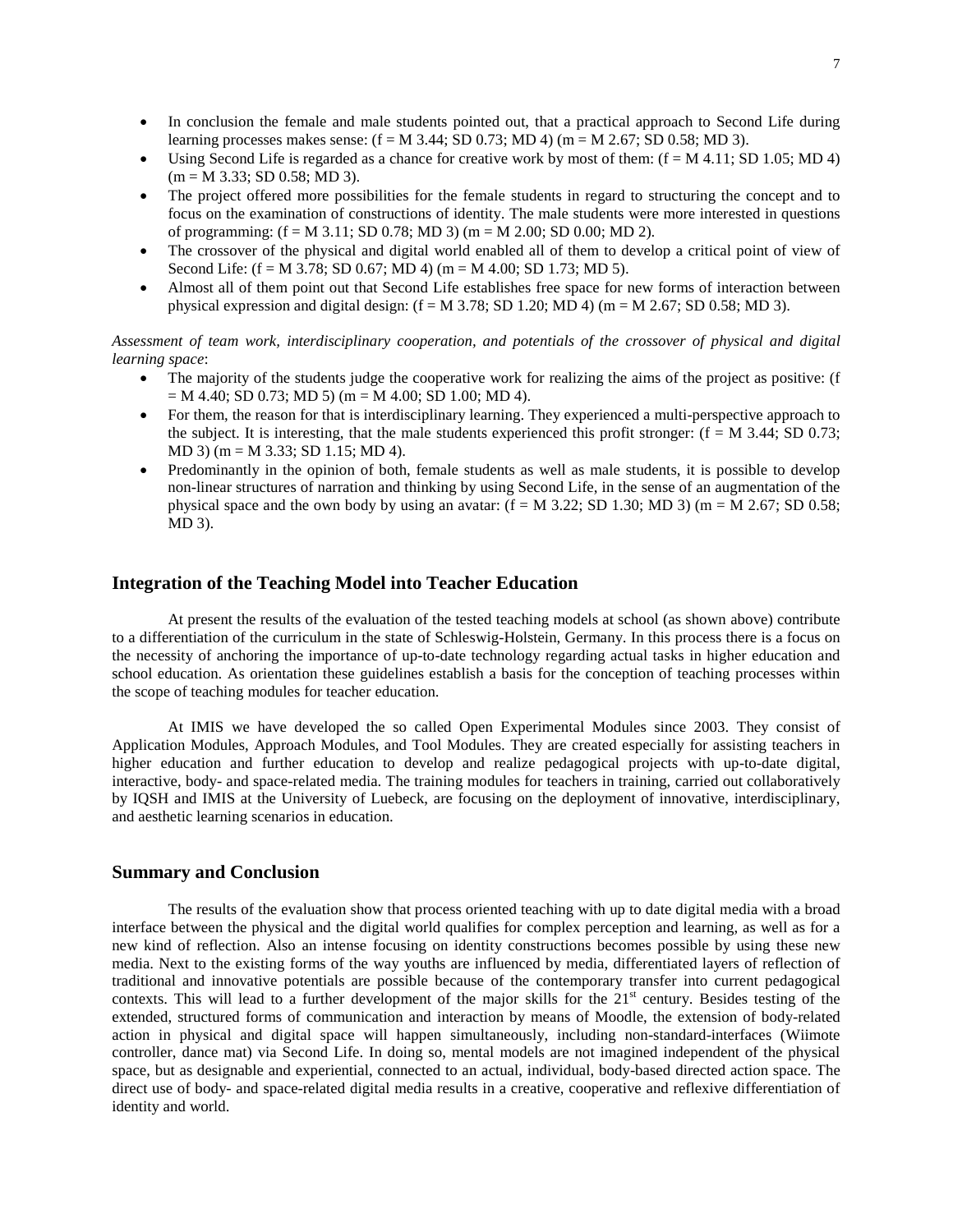- In conclusion the female and male students pointed out, that a practical approach to Second Life during learning processes makes sense: (f = M 3.44; SD 0.73; MD 4) (m = M 2.67; SD 0.58; MD 3).
- Using Second Life is regarded as a chance for creative work by most of them: (f = M 4.11; SD 1.05; MD 4) (m = M 3.33; SD 0.58; MD 3).
- The project offered more possibilities for the female students in regard to structuring the concept and to focus on the examination of constructions of identity. The male students were more interested in questions of programming: (f = M 3.11; SD 0.78; MD 3) (m = M 2.00; SD 0.00; MD 2).
- The crossover of the physical and digital world enabled all of them to develop a critical point of view of Second Life: (f = M 3.78; SD 0.67; MD 4) (m = M 4.00; SD 1.73; MD 5).
- Almost all of them point out that Second Life establishes free space for new forms of interaction between physical expression and digital design: (f = M 3.78; SD 1.20; MD 4) (m = M 2.67; SD 0.58; MD 3).

*Assessment of team work, interdisciplinary cooperation, and potentials of the crossover of physical and digital learning space*:

- The majority of the students judge the cooperative work for realizing the aims of the project as positive: (f = M 4.40; SD 0.73; MD 5) (m = M 4.00; SD 1.00; MD 4).
- For them, the reason for that is interdisciplinary learning. They experienced a multi-perspective approach to the subject. It is interesting, that the male students experienced this profit stronger: (f = M 3.44; SD 0.73; MD 3) (m = M 3.33; SD 1.15; MD 4).
- Predominantly in the opinion of both, female students as well as male students, it is possible to develop non-linear structures of narration and thinking by using Second Life, in the sense of an augmentation of the physical space and the own body by using an avatar: (f = M 3.22; SD 1.30; MD 3) (m = M 2.67; SD 0.58; MD 3).

## Integration of the Teaching Model into Teacher Education

At present the results of the evaluation of the tested teaching models at school (as shown above) contribute to a differentiation of the curriculum in the state of Schleswig-Holstein, Germany. In this process there is a focus on the necessity of anchoring the importance of up-to-date technology regarding actual tasks in higher education and school education. As orientation these guidelines establish a basis for the conception of teaching processes within the scope of teaching modules for teacher education.

At IMIS we have developed the so called Open Experimental Modules since 2003. They consist of Application Modules, Approach Modules, and Tool Modules. They are created especially for assisting teachers in higher education and further education to develop and realize pedagogical projects with up-to-date digital, interactive, body- and space-related media. The training modules for teachers in training, carried out collaboratively by IQSH and IMIS at the University of Luebeck, are focusing on the deployment of innovative, interdisciplinary, and aesthetic learning scenarios in education.

## Summary and Conclusion

The results of the evaluation show that process oriented teaching with up to date digital media with a broad interface between the physical and the digital world qualifies for complex perception and learning, as well as for a new kind of reflection. Also an intense focusing on identity constructions becomes possible by using these new media. Next to the existing forms of the way youths are influenced by media, differentiated layers of reflection of traditional and innovative potentials are possible because of the contemporary transfer into current pedagogical contexts. This will lead to a further development of the major skills for the 21st century. Besides testing of the extended, structured forms of communication and interaction by means of Moodle, the extension of body-related action in physical and digital space will happen simultaneously, including non-standard-interfaces (Wiimote controller, dance mat) via Second Life. In doing so, mental models are not imagined independent of the physical space, but as designable and experiential, connected to an actual, individual, body-based directed action space. The direct use of body- and space-related digital media results in a creative, cooperative and reflexive differentiation of identity and world.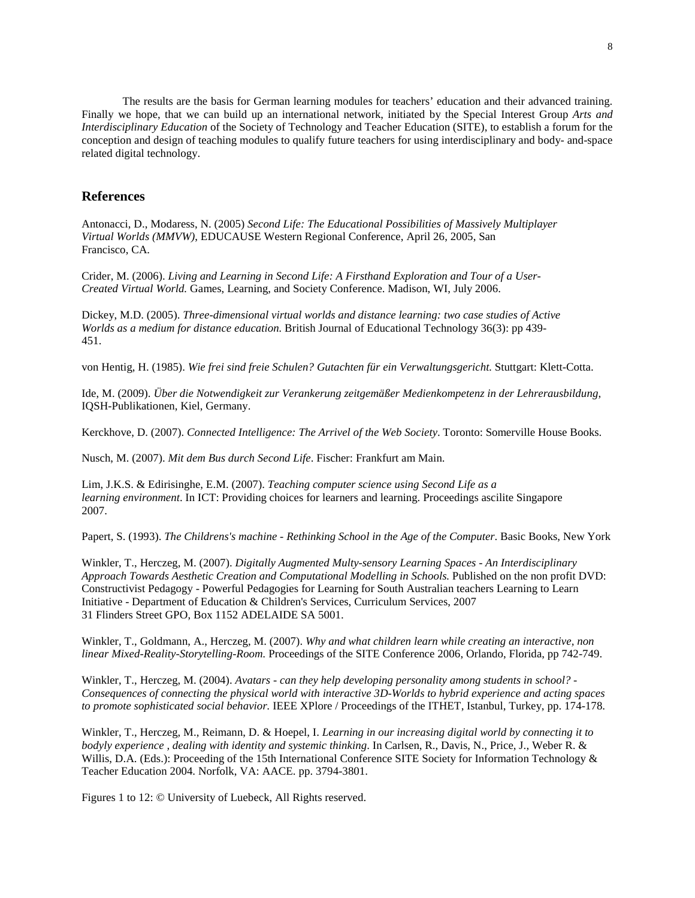The results are the basis for German learning modules for teachers' education and their advanced training. Finally we hope, that we can build up an international network, initiated by the Special Interest Group *Arts and Interdisciplinary Education* of the Society of Technology and Teacher Education (SITE), to establish a forum for the conception and design of teaching modules to qualify future teachers for using interdisciplinary and body- and-space related digital technology.

## References

Antonacci, D., Modaress, N. (2005) *Second Life: The Educational Possibilities of Massively Multiplayer Virtual Worlds (MMVW)*, EDUCAUSE Western Regional Conference, April 26, 2005, San Francisco, CA.

Crider, M. (2006). *Living and Learning in Second Life: A Firsthand Exploration and Tour of a User-Created Virtual World.* Games, Learning, and Society Conference. Madison, WI, July 2006.

Dickey, M.D. (2005). *Three-dimensional virtual worlds and distance learning: two case studies of Active Worlds as a medium for distance education.* British Journal of Educational Technology 36(3): pp 439-451.

von Hentig, H. (1985). *Wie frei sind freie Schulen? Gutachten für ein Verwaltungsgericht.* Stuttgart: Klett-Cotta.

Ide, M. (2009). *Über die Notwendigkeit zur Verankerung zeitgemäßer Medienkompetenz in der Lehrerausbildung*, IQSH-Publikationen, Kiel, Germany.

Kerckhove, D. (2007). *Connected Intelligence: The Arrival of the Web Society*. Toronto: Somerville House Books.

Nusch, M. (2007). *Mit dem Bus durch Second Life*. Fischer: Frankfurt am Main.

Lim, J.K.S. & Edirisinghe, E.M. (2007). *Teaching computer science using Second Life as a learning environment*. In ICT: Providing choices for learners and learning. Proceedings ascilite Singapore 2007.

Papert, S. (1993). *The Childrens's machine - Rethinking School in the Age of the Computer*. Basic Books, New York

Winkler, T., Herczeg, M. (2007). *Digitally Augmented Multy-sensory Learning Spaces - An Interdisciplinary Approach Towards Aesthetic Creation and Computational Modelling in Schools.* Published on the non profit DVD: Constructivist Pedagogy - Powerful Pedagogies for Learning for South Australian teachers Learning to Learn Initiative - Department of Education & Children's Services, Curriculum Services, 2007
31 Flinders Street GPO, Box 1152 ADELAIDE SA 5001.

Winkler, T., Goldmann, A., Herczeg, M. (2007). *Why and what children learn while creating an interactive, non linear Mixed-Reality-Storytelling-Room.* Proceedings of the SITE Conference 2006, Orlando, Florida, pp 742-749.

Winkler, T., Herczeg, M. (2004). *Avatars - can they help developing personality among students in school? - Consequences of connecting the physical world with interactive 3D-Worlds to hybrid experience and acting spaces to promote sophisticated social behavior.* IEEE XPlore / Proceedings of the ITHET, Istanbul, Turkey, pp. 174-178.

Winkler, T., Herczeg, M., Reimann, D. & Hoepel, I. *Learning in our increasing digital world by connecting it to bodyly experience , dealing with identity and systemic thinking*. In Carlsen, R., Davis, N., Price, J., Weber R. & Willis, D.A. (Eds.): Proceeding of the 15th International Conference SITE Society for Information Technology & Teacher Education 2004. Norfolk, VA: AACE. pp. 3794-3801.

Figures 1 to 12: © University of Luebeck, All Rights reserved.